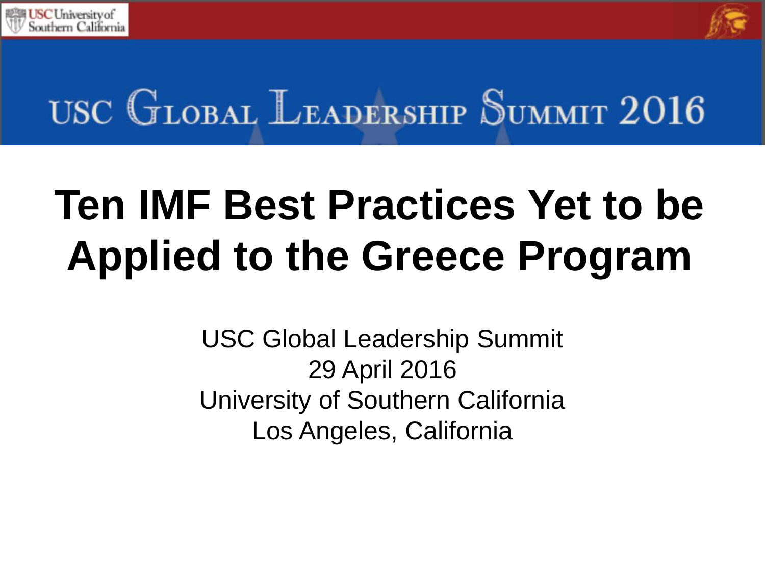USC University of Southern California

USC Global Leadership Summit 2016

# Ten IMF Best Practices Yet to be Applied to the Greece Program

USC Global Leadership Summit
29 April 2016
University of Southern California
Los Angeles, California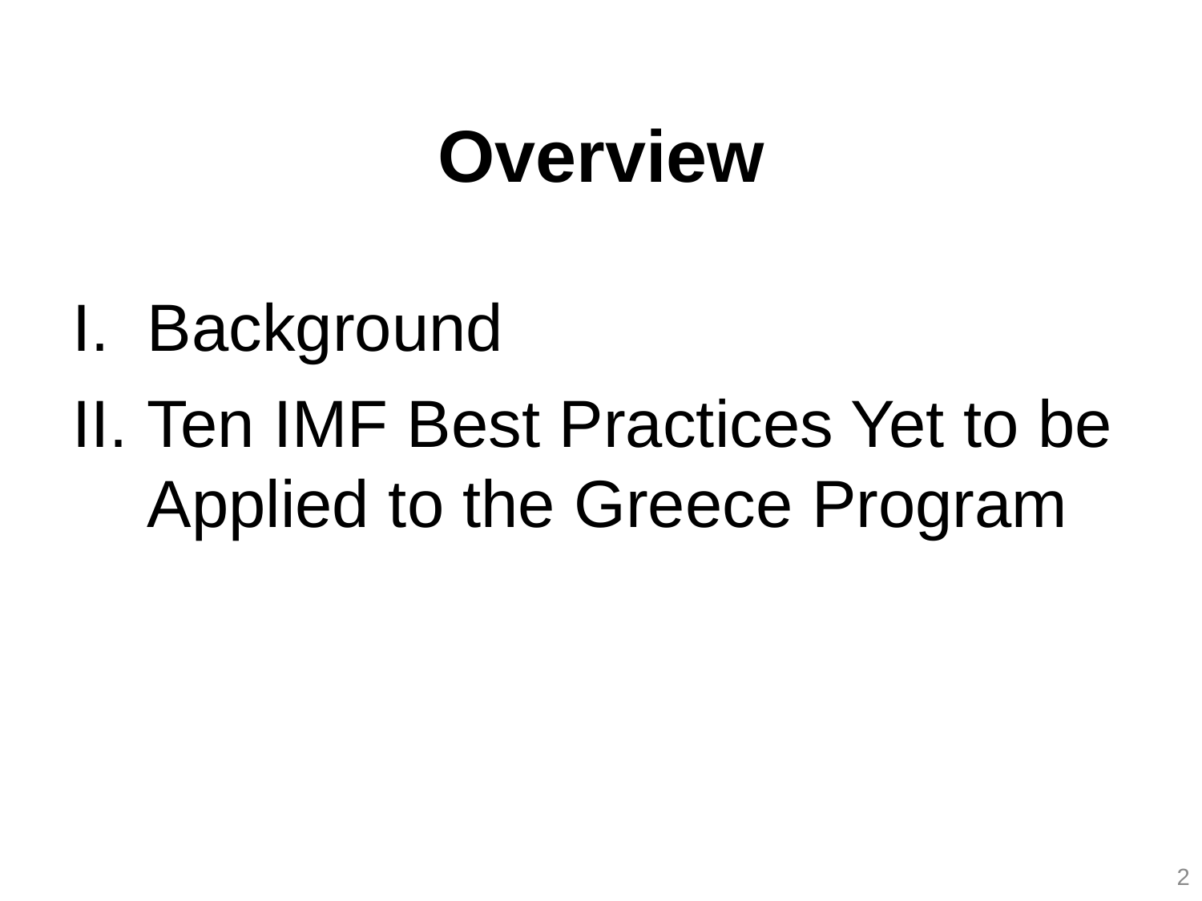# Overview

I. Background
II. Ten IMF Best Practices Yet to be Applied to the Greece Program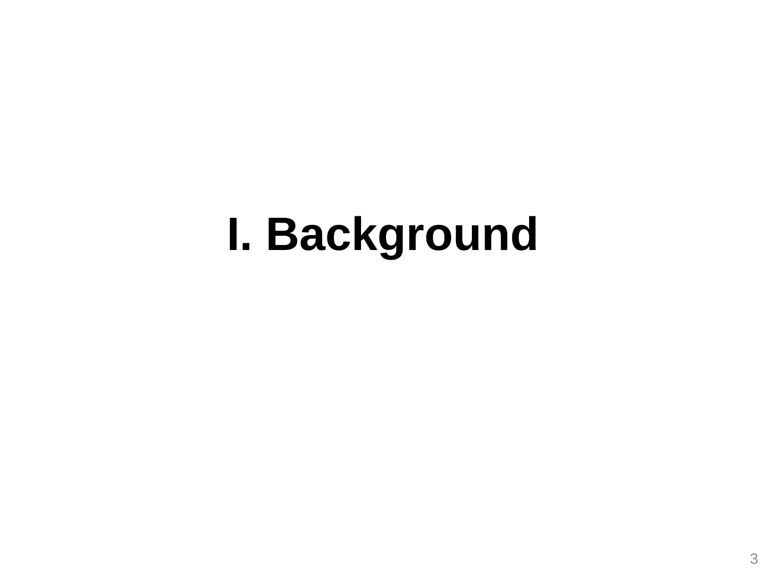# I. Background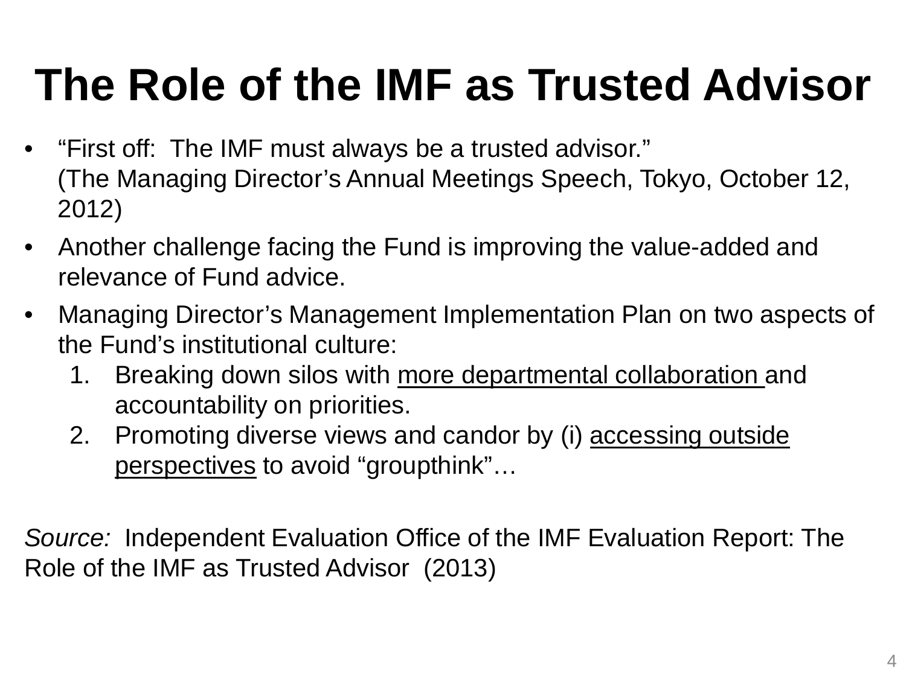# The Role of the IMF as Trusted Advisor

- "First off: The IMF must always be a trusted advisor."
  (The Managing Director's Annual Meetings Speech, Tokyo, October 12, 2012)
- Another challenge facing the Fund is improving the value-added and relevance of Fund advice.
- Managing Director's Management Implementation Plan on two aspects of the Fund's institutional culture:
  1. Breaking down silos with <u>more departmental collaboration</u> and accountability on priorities.
  2. Promoting diverse views and candor by (i) <u>accessing outside perspectives</u> to avoid "groupthink"…

*Source:* Independent Evaluation Office of the IMF Evaluation Report: The Role of the IMF as Trusted Advisor (2013)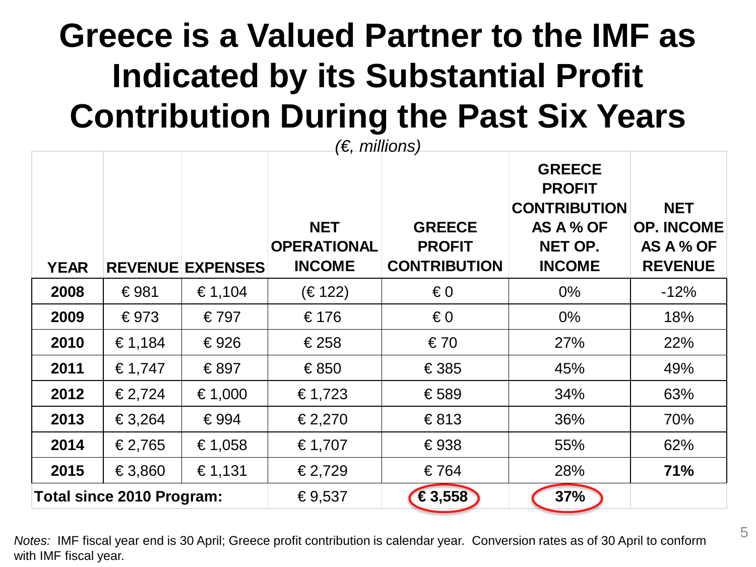# Greece is a Valued Partner to the IMF as Indicated by its Substantial Profit Contribution During the Past Six Years

*(€, millions)*

| YEAR | REVENUE | EXPENSES | NET OPERATIONAL INCOME | GREECE PROFIT CONTRIBUTION | GREECE PROFIT CONTRIBUTION AS A % OF NET OP. INCOME | NET OP. INCOME AS A % OF REVENUE |
|---|---|---|---|---|---|---|
| **2008** | € 981 | € 1,104 | (€ 122) | € 0 | 0% | -12% |
| **2009** | € 973 | € 797 | € 176 | € 0 | 0% | 18% |
| **2010** | € 1,184 | € 926 | € 258 | € 70 | 27% | 22% |
| **2011** | € 1,747 | € 897 | € 850 | € 385 | 45% | 49% |
| **2012** | € 2,724 | € 1,000 | € 1,723 | € 589 | 34% | 63% |
| **2013** | € 3,264 | € 994 | € 2,270 | € 813 | 36% | 70% |
| **2014** | € 2,765 | € 1,058 | € 1,707 | € 938 | 55% | 62% |
| **2015** | € 3,860 | € 1,131 | € 2,729 | € 764 | 28% | **71%** |
| **Total since 2010 Program:** | | | € 9,537 | **€ 3,558** | **37%** | |

*Notes:* IMF fiscal year end is 30 April; Greece profit contribution is calendar year. Conversion rates as of 30 April to conform with IMF fiscal year.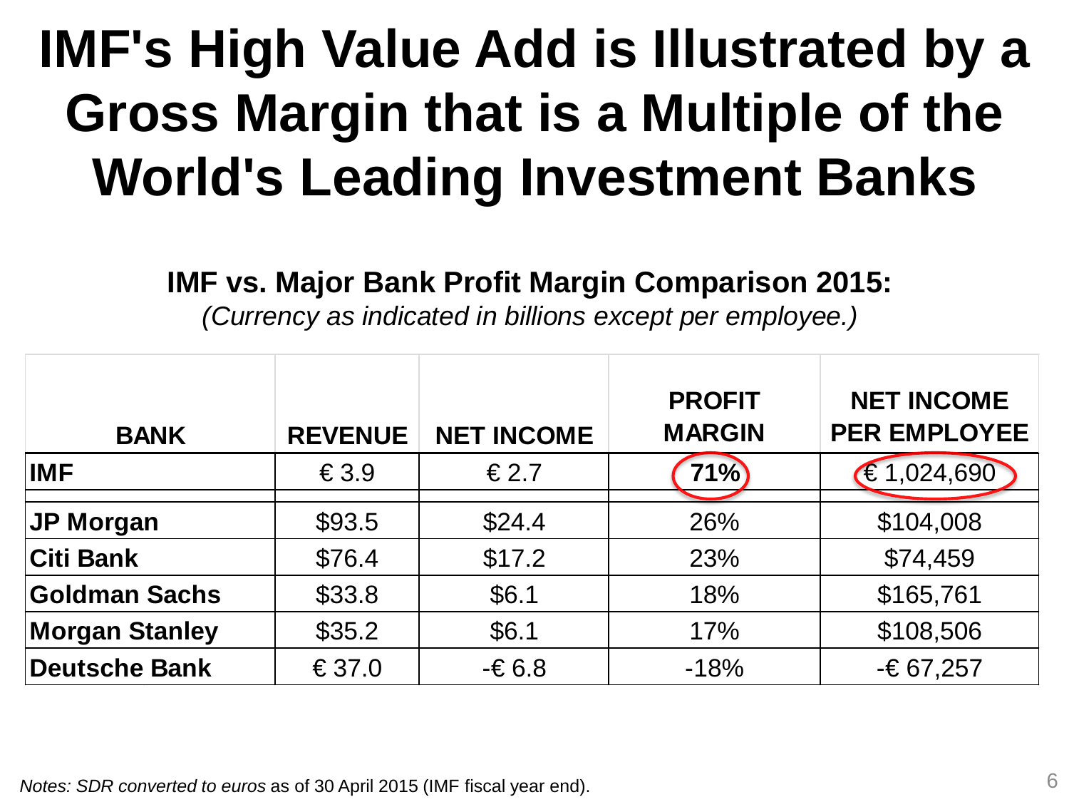# IMF's High Value Add is Illustrated by a Gross Margin that is a Multiple of the World's Leading Investment Banks

**IMF vs. Major Bank Profit Margin Comparison 2015:**

*(Currency as indicated in billions except per employee.)*

| BANK | REVENUE | NET INCOME | PROFIT MARGIN | NET INCOME PER EMPLOYEE |
|---|---|---|---|---|
| **IMF** | € 3.9 | € 2.7 | **71%** | € 1,024,690 |
| | | | | |
| **JP Morgan** | $93.5 | $24.4 | 26% | $104,008 |
| **Citi Bank** | $76.4 | $17.2 | 23% | $74,459 |
| **Goldman Sachs** | $33.8 | $6.1 | 18% | $165,761 |
| **Morgan Stanley** | $35.2 | $6.1 | 17% | $108,506 |
| **Deutsche Bank** | € 37.0 | -€ 6.8 | -18% | -€ 67,257 |

*Notes: SDR converted to euros* as of 30 April 2015 (IMF fiscal year end).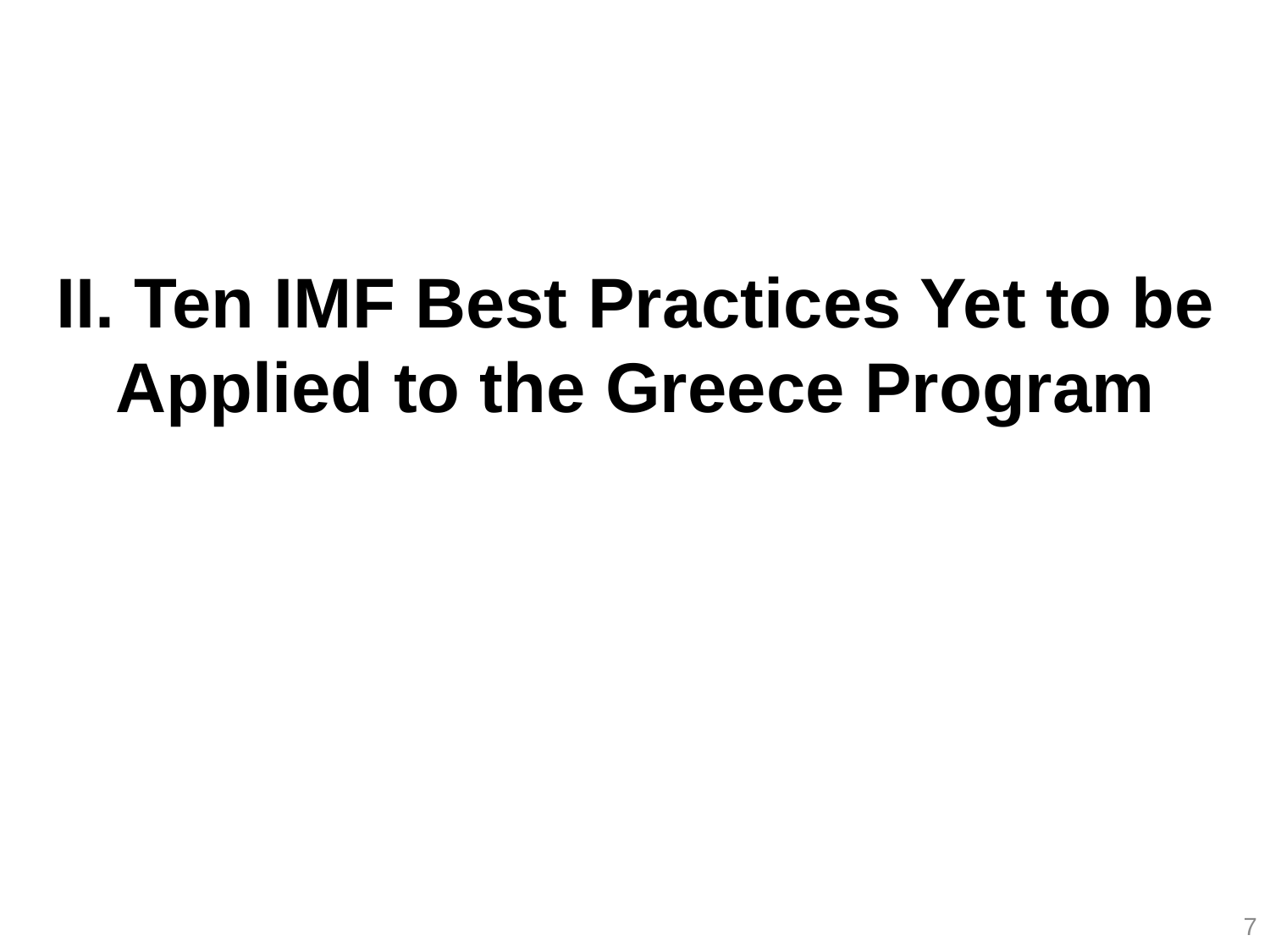# II. Ten IMF Best Practices Yet to be Applied to the Greece Program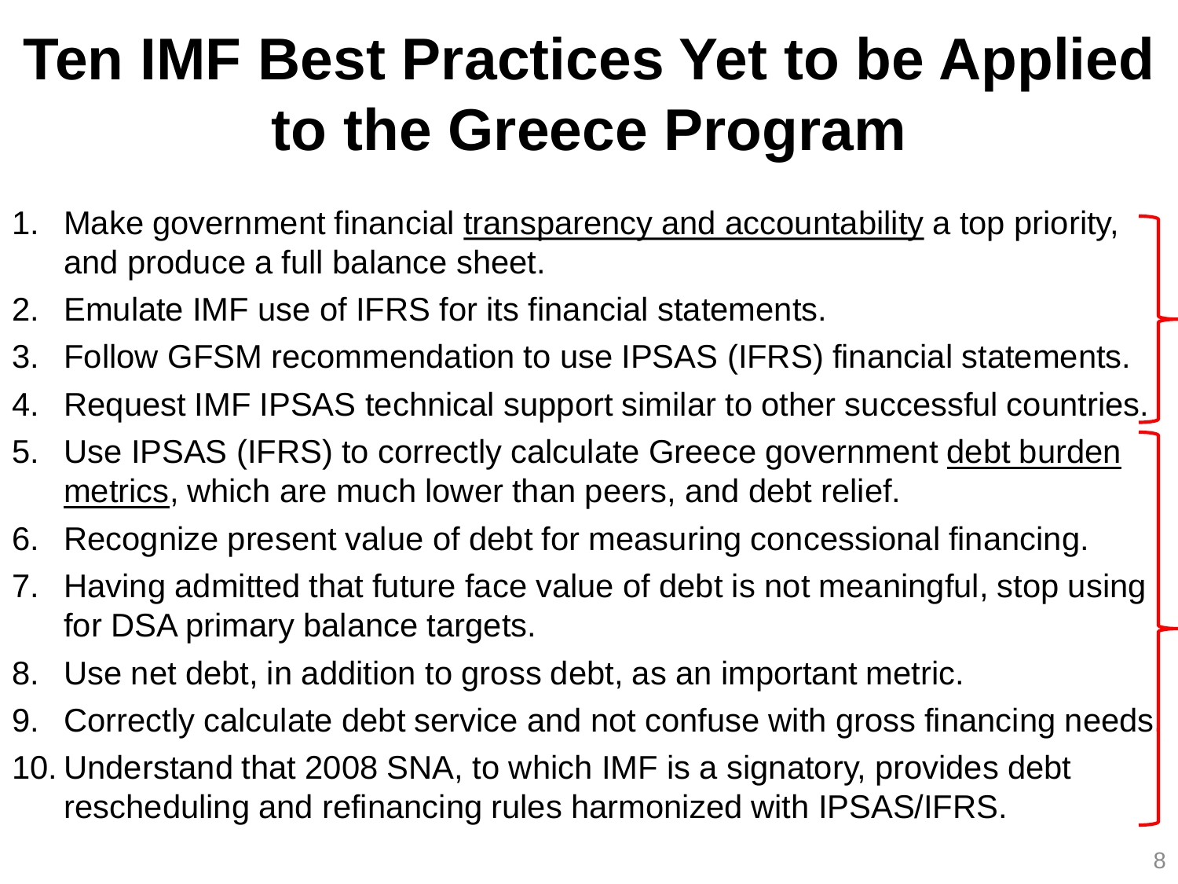# Ten IMF Best Practices Yet to be Applied to the Greece Program

1. Make government financial transparency and accountability a top priority, and produce a full balance sheet.
2. Emulate IMF use of IFRS for its financial statements.
3. Follow GFSM recommendation to use IPSAS (IFRS) financial statements.
4. Request IMF IPSAS technical support similar to other successful countries.
5. Use IPSAS (IFRS) to correctly calculate Greece government debt burden metrics, which are much lower than peers, and debt relief.
6. Recognize present value of debt for measuring concessional financing.
7. Having admitted that future face value of debt is not meaningful, stop using for DSA primary balance targets.
8. Use net debt, in addition to gross debt, as an important metric.
9. Correctly calculate debt service and not confuse with gross financing needs
10. Understand that 2008 SNA, to which IMF is a signatory, provides debt rescheduling and refinancing rules harmonized with IPSAS/IFRS.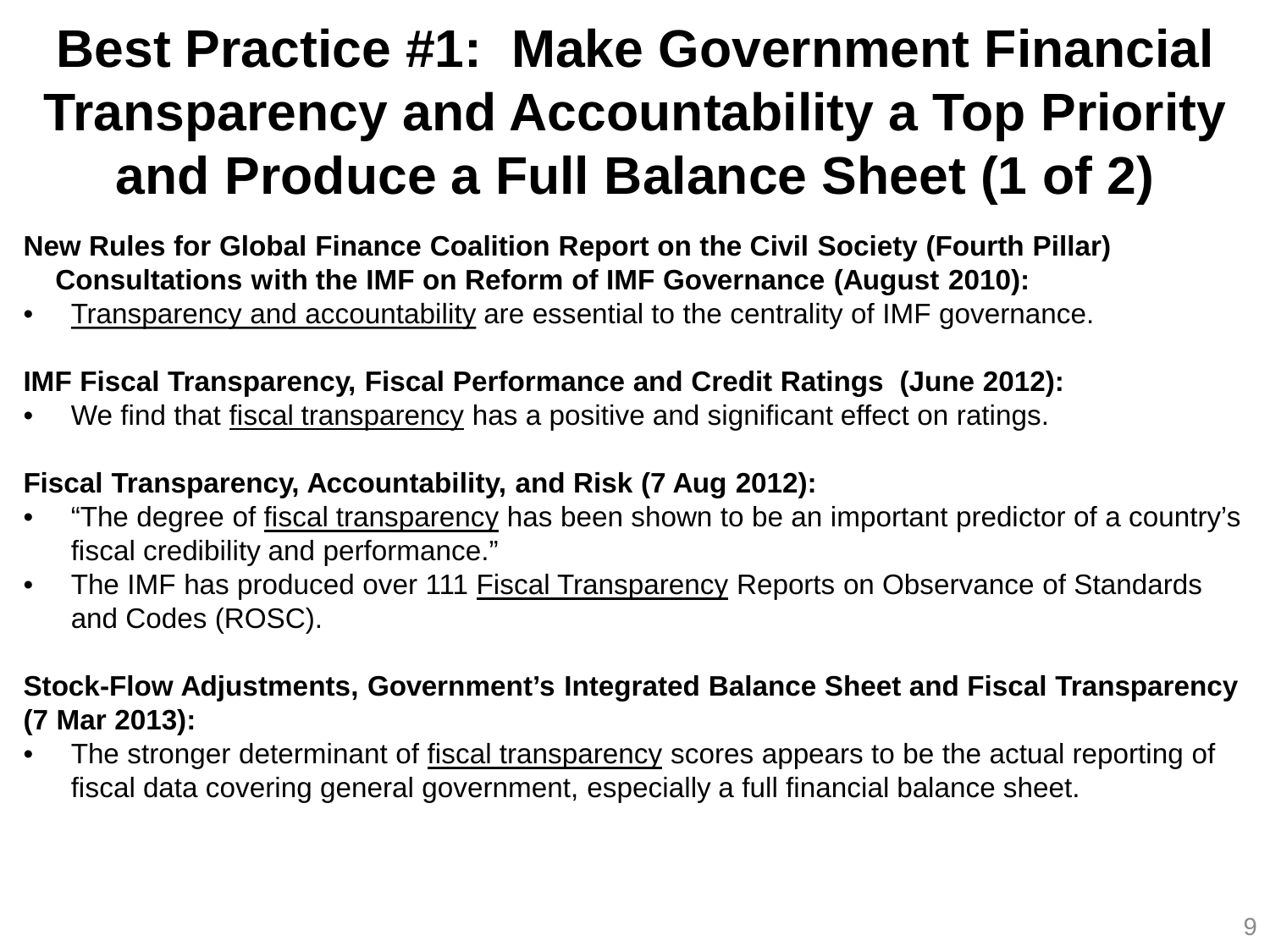# Best Practice #1: Make Government Financial Transparency and Accountability a Top Priority and Produce a Full Balance Sheet (1 of 2)

**New Rules for Global Finance Coalition Report on the Civil Society (Fourth Pillar) Consultations with the IMF on Reform of IMF Governance (August 2010):**

- Transparency and accountability are essential to the centrality of IMF governance.

**IMF Fiscal Transparency, Fiscal Performance and Credit Ratings (June 2012):**

- We find that fiscal transparency has a positive and significant effect on ratings.

**Fiscal Transparency, Accountability, and Risk (7 Aug 2012):**

- "The degree of fiscal transparency has been shown to be an important predictor of a country's fiscal credibility and performance."
- The IMF has produced over 111 Fiscal Transparency Reports on Observance of Standards and Codes (ROSC).

**Stock-Flow Adjustments, Government's Integrated Balance Sheet and Fiscal Transparency (7 Mar 2013):**

- The stronger determinant of fiscal transparency scores appears to be the actual reporting of fiscal data covering general government, especially a full financial balance sheet.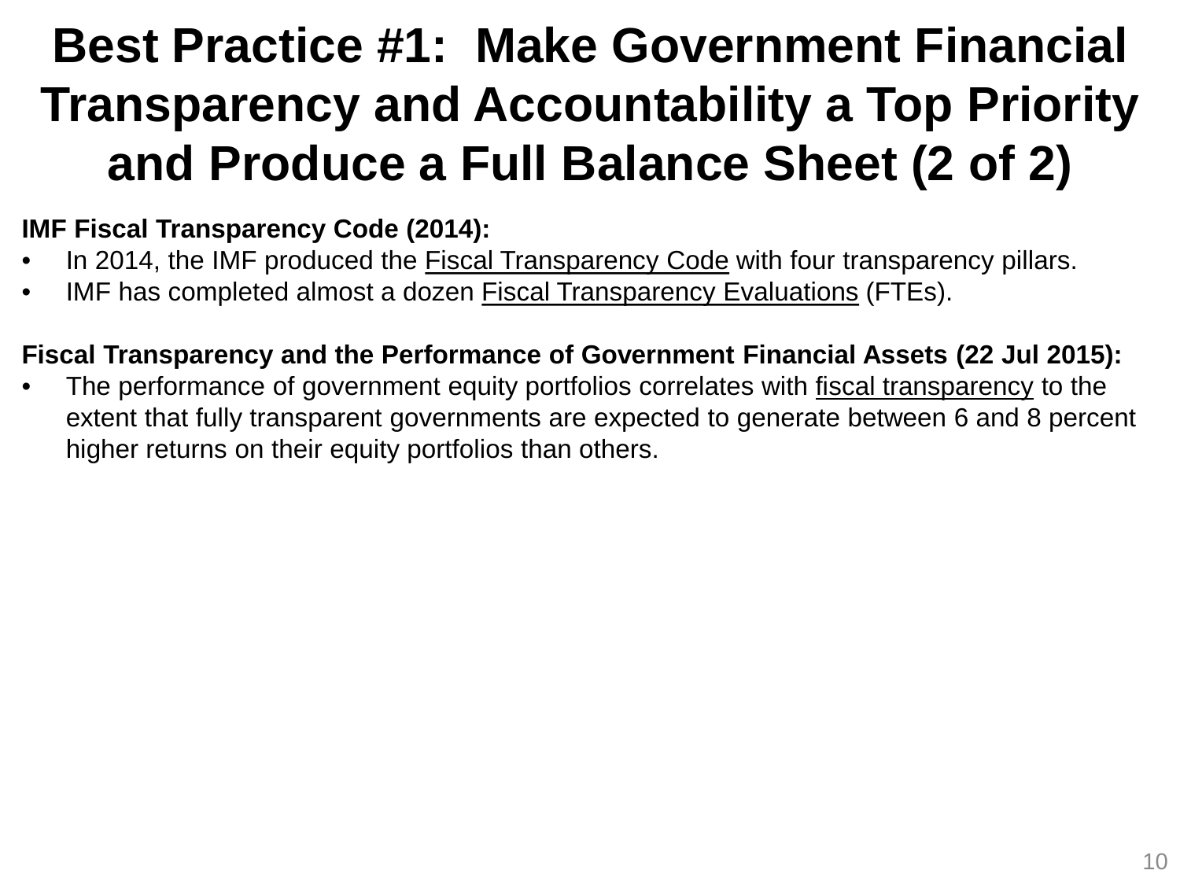# Best Practice #1: Make Government Financial Transparency and Accountability a Top Priority and Produce a Full Balance Sheet (2 of 2)

**IMF Fiscal Transparency Code (2014):**

- In 2014, the IMF produced the Fiscal Transparency Code with four transparency pillars.
- IMF has completed almost a dozen Fiscal Transparency Evaluations (FTEs).

**Fiscal Transparency and the Performance of Government Financial Assets (22 Jul 2015):**

- The performance of government equity portfolios correlates with fiscal transparency to the extent that fully transparent governments are expected to generate between 6 and 8 percent higher returns on their equity portfolios than others.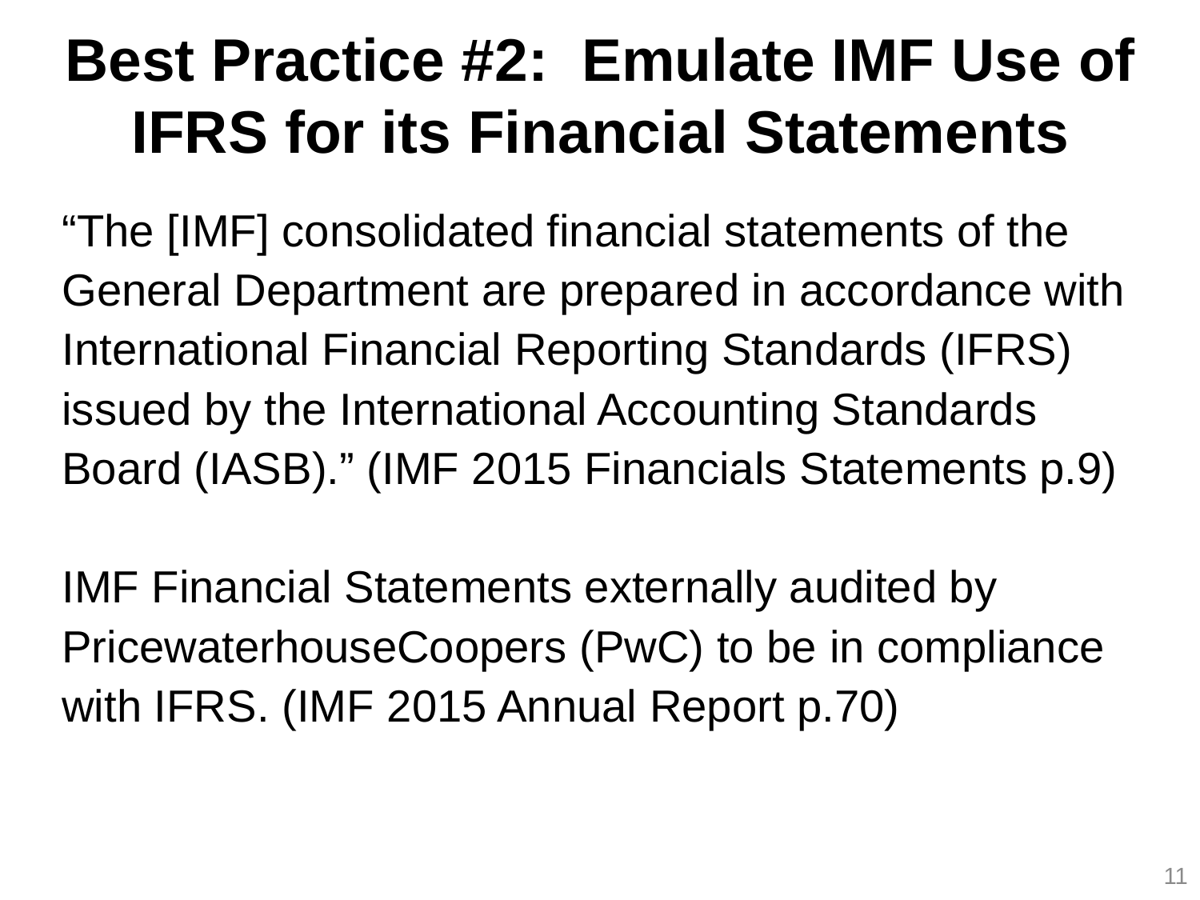# Best Practice #2: Emulate IMF Use of IFRS for its Financial Statements

"The [IMF] consolidated financial statements of the General Department are prepared in accordance with International Financial Reporting Standards (IFRS) issued by the International Accounting Standards Board (IASB)." (IMF 2015 Financials Statements p.9)

IMF Financial Statements externally audited by PricewaterhouseCoopers (PwC) to be in compliance with IFRS. (IMF 2015 Annual Report p.70)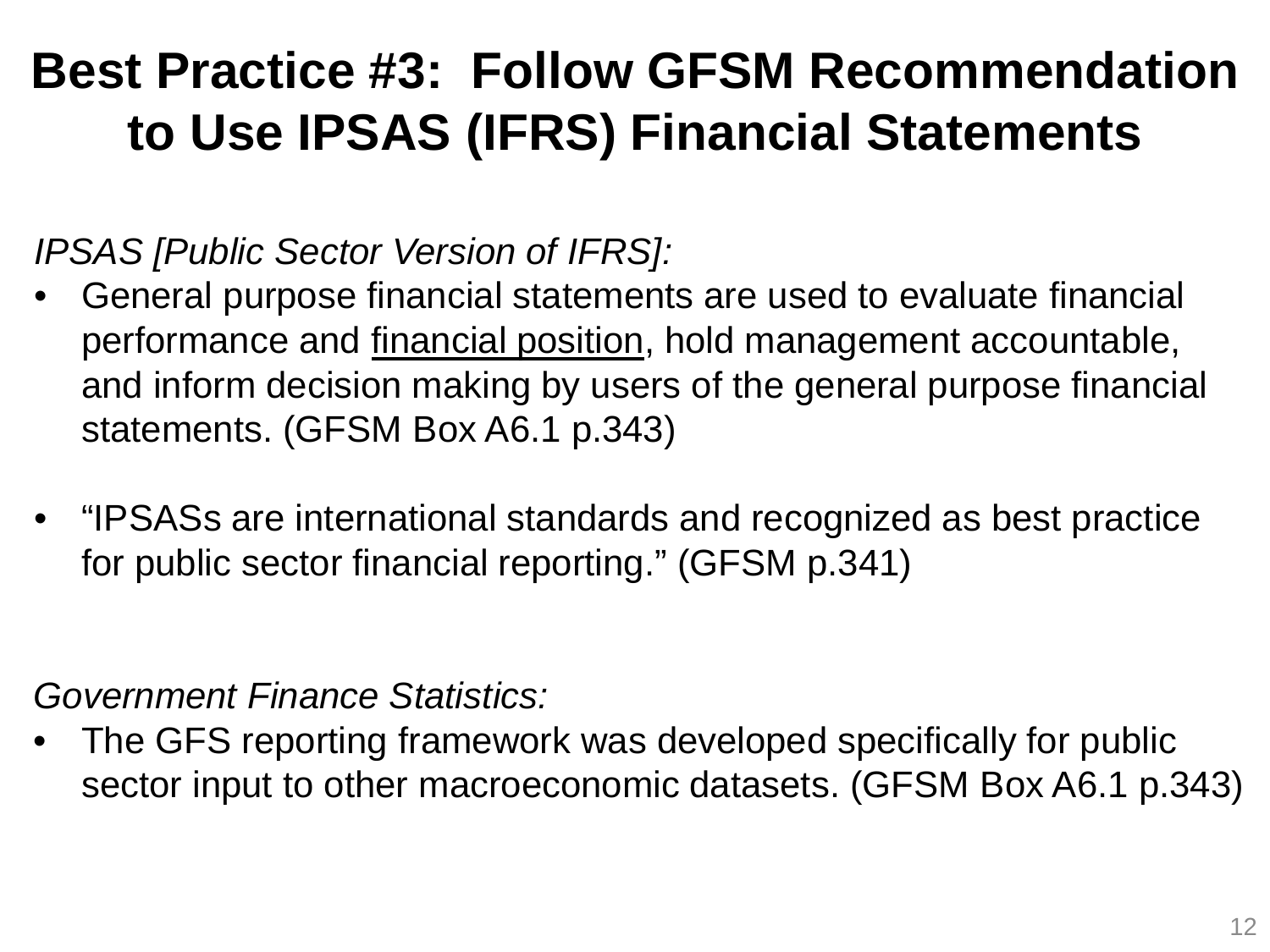# Best Practice #3: Follow GFSM Recommendation to Use IPSAS (IFRS) Financial Statements

*IPSAS [Public Sector Version of IFRS]:*

- General purpose financial statements are used to evaluate financial performance and <u>financial position</u>, hold management accountable, and inform decision making by users of the general purpose financial statements. (GFSM Box A6.1 p.343)

- "IPSASs are international standards and recognized as best practice for public sector financial reporting." (GFSM p.341)

*Government Finance Statistics:*

- The GFS reporting framework was developed specifically for public sector input to other macroeconomic datasets. (GFSM Box A6.1 p.343)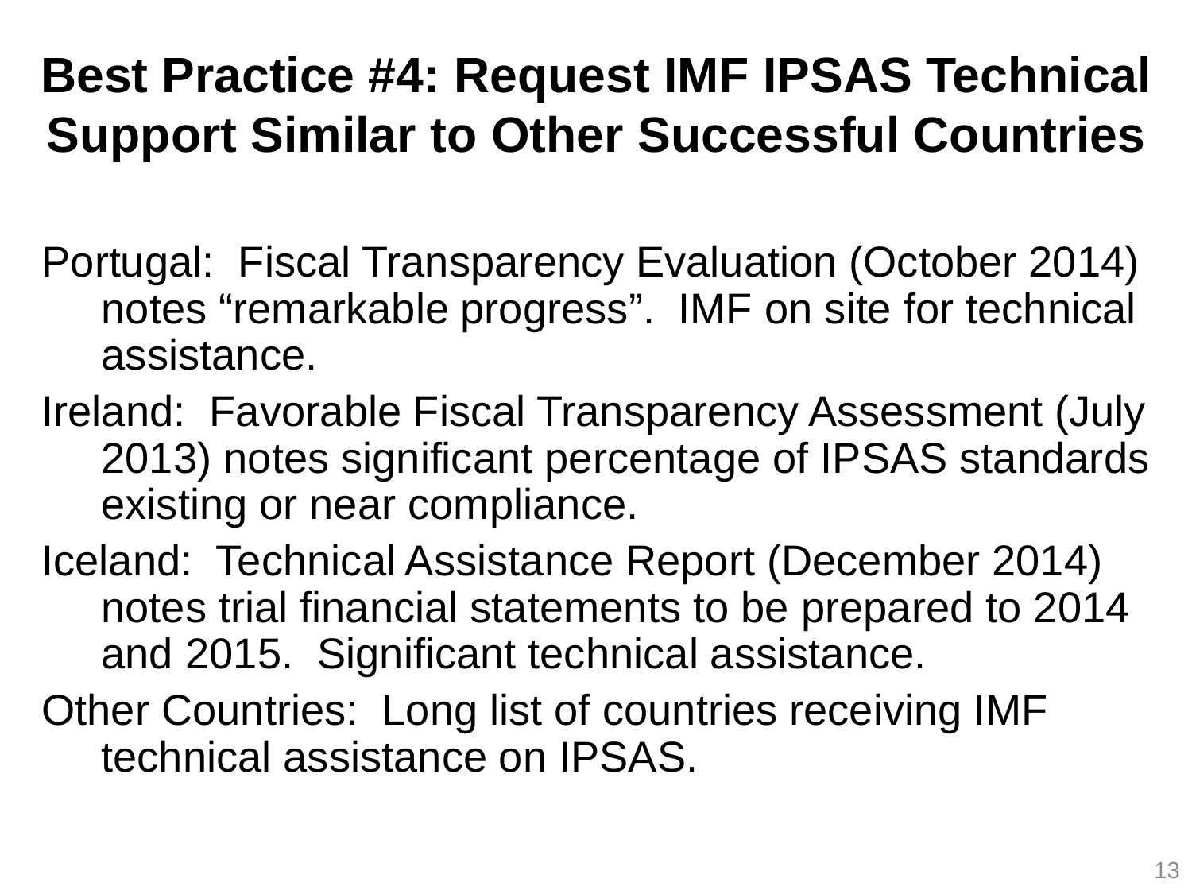# Best Practice #4: Request IMF IPSAS Technical Support Similar to Other Successful Countries

Portugal: Fiscal Transparency Evaluation (October 2014) notes “remarkable progress”. IMF on site for technical assistance.

Ireland: Favorable Fiscal Transparency Assessment (July 2013) notes significant percentage of IPSAS standards existing or near compliance.

Iceland: Technical Assistance Report (December 2014) notes trial financial statements to be prepared to 2014 and 2015. Significant technical assistance.

Other Countries: Long list of countries receiving IMF technical assistance on IPSAS.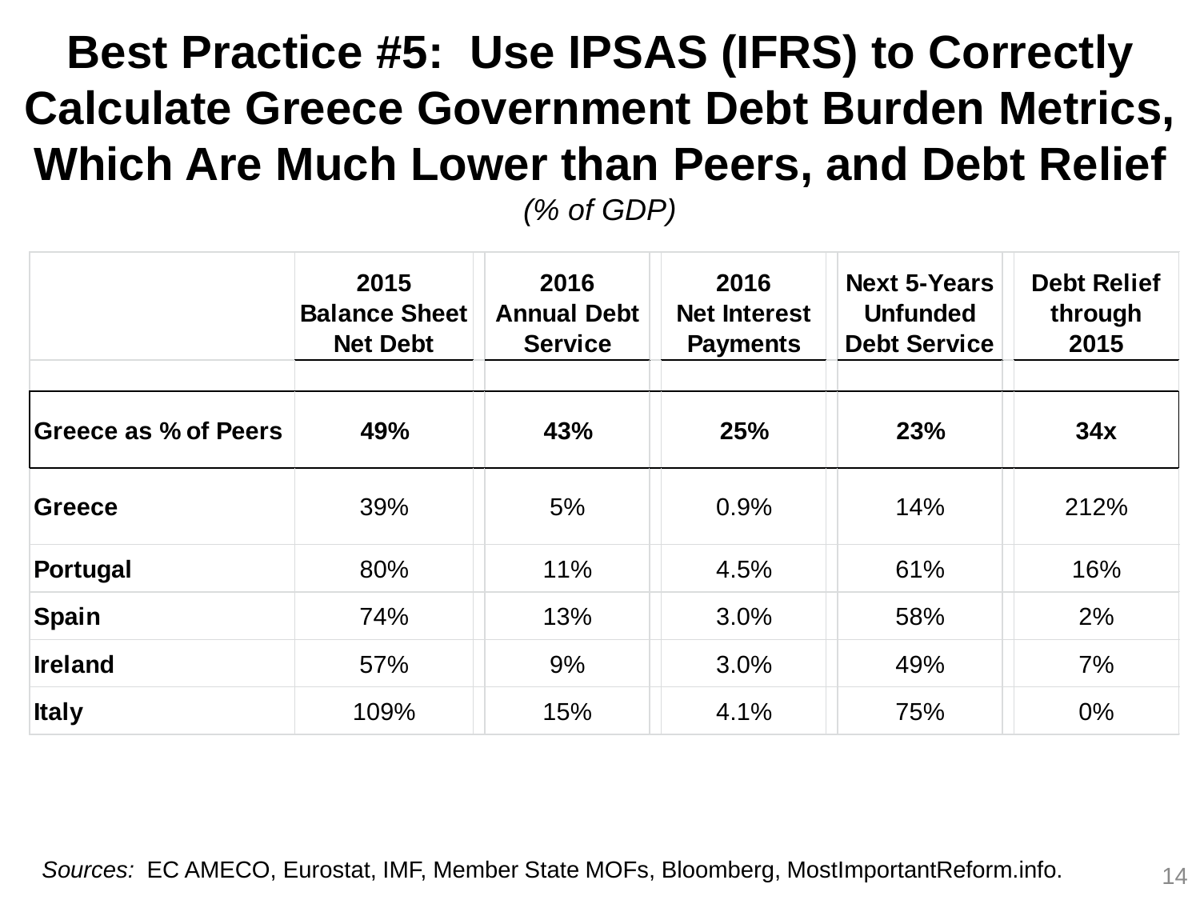# Best Practice #5: Use IPSAS (IFRS) to Correctly Calculate Greece Government Debt Burden Metrics, Which Are Much Lower than Peers, and Debt Relief

*(% of GDP)*

| | 2015 Balance Sheet Net Debt | 2016 Annual Debt Service | 2016 Net Interest Payments | Next 5-Years Unfunded Debt Service | Debt Relief through 2015 |
|---|---|---|---|---|---|
| **Greece as % of Peers** | **49%** | **43%** | **25%** | **23%** | **34x** |
| **Greece** | 39% | 5% | 0.9% | 14% | 212% |
| **Portugal** | 80% | 11% | 4.5% | 61% | 16% |
| **Spain** | 74% | 13% | 3.0% | 58% | 2% |
| **Ireland** | 57% | 9% | 3.0% | 49% | 7% |
| **Italy** | 109% | 15% | 4.1% | 75% | 0% |

*Sources:* EC AMECO, Eurostat, IMF, Member State MOFs, Bloomberg, MostImportantReform.info.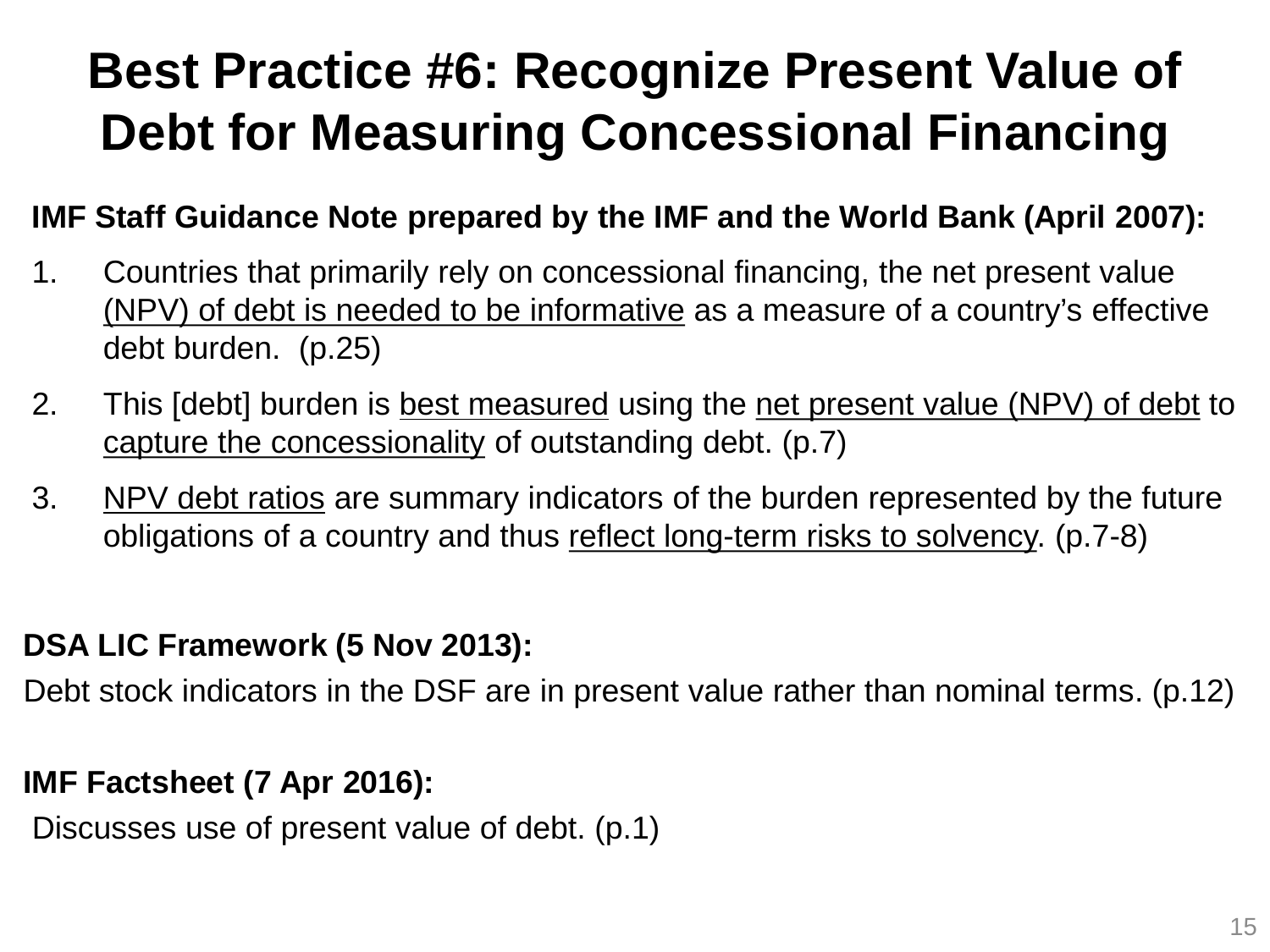# Best Practice #6: Recognize Present Value of Debt for Measuring Concessional Financing

**IMF Staff Guidance Note prepared by the IMF and the World Bank (April 2007):**

1. Countries that primarily rely on concessional financing, the net present value (NPV) of debt is needed to be informative as a measure of a country's effective debt burden. (p.25)
2. This [debt] burden is best measured using the net present value (NPV) of debt to capture the concessionality of outstanding debt. (p.7)
3. NPV debt ratios are summary indicators of the burden represented by the future obligations of a country and thus reflect long-term risks to solvency. (p.7-8)

**DSA LIC Framework (5 Nov 2013):**

Debt stock indicators in the DSF are in present value rather than nominal terms. (p.12)

**IMF Factsheet (7 Apr 2016):**

Discusses use of present value of debt. (p.1)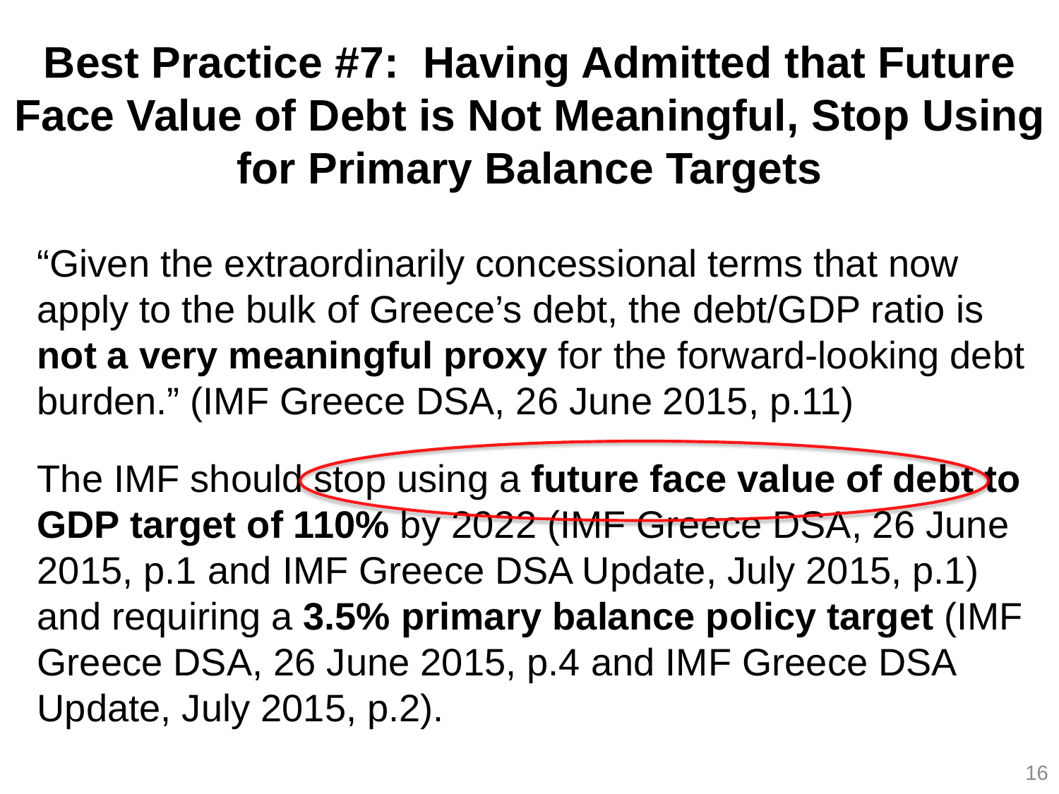# Best Practice #7: Having Admitted that Future Face Value of Debt is Not Meaningful, Stop Using for Primary Balance Targets

"Given the extraordinarily concessional terms that now apply to the bulk of Greece's debt, the debt/GDP ratio is **not a very meaningful proxy** for the forward-looking debt burden." (IMF Greece DSA, 26 June 2015, p.11)

The IMF should stop using a **future face value of debt to GDP target of 110%** by 2022 (IMF Greece DSA, 26 June 2015, p.1 and IMF Greece DSA Update, July 2015, p.1) and requiring a **3.5% primary balance policy target** (IMF Greece DSA, 26 June 2015, p.4 and IMF Greece DSA Update, July 2015, p.2).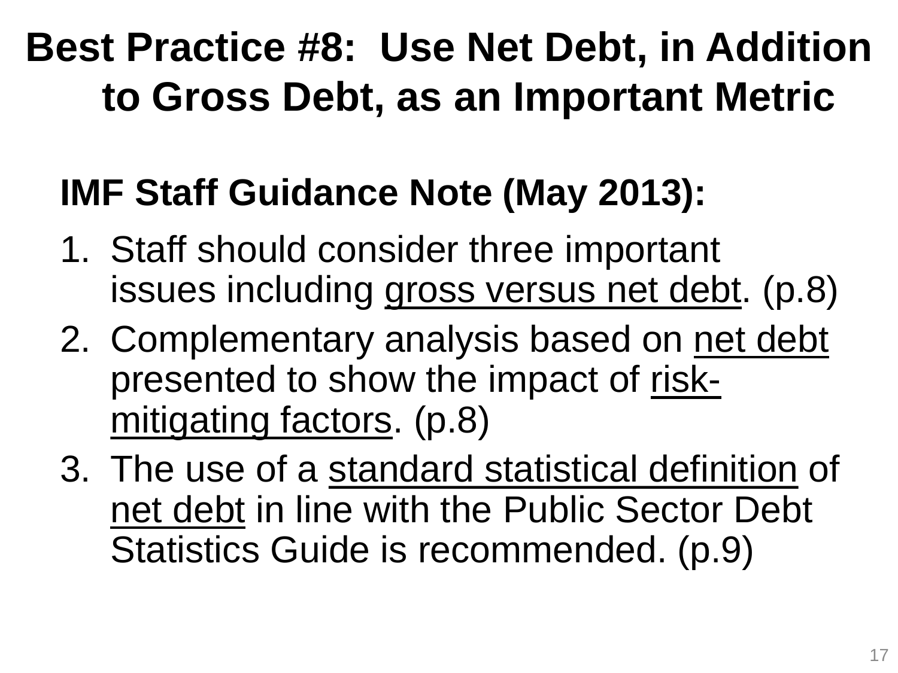# Best Practice #8: Use Net Debt, in Addition to Gross Debt, as an Important Metric

**IMF Staff Guidance Note (May 2013):**

1. Staff should consider three important issues including <u>gross versus net debt</u>. (p.8)
2. Complementary analysis based on <u>net debt</u> presented to show the impact of <u>risk-mitigating factors</u>. (p.8)
3. The use of a <u>standard statistical definition</u> of <u>net debt</u> in line with the Public Sector Debt Statistics Guide is recommended. (p.9)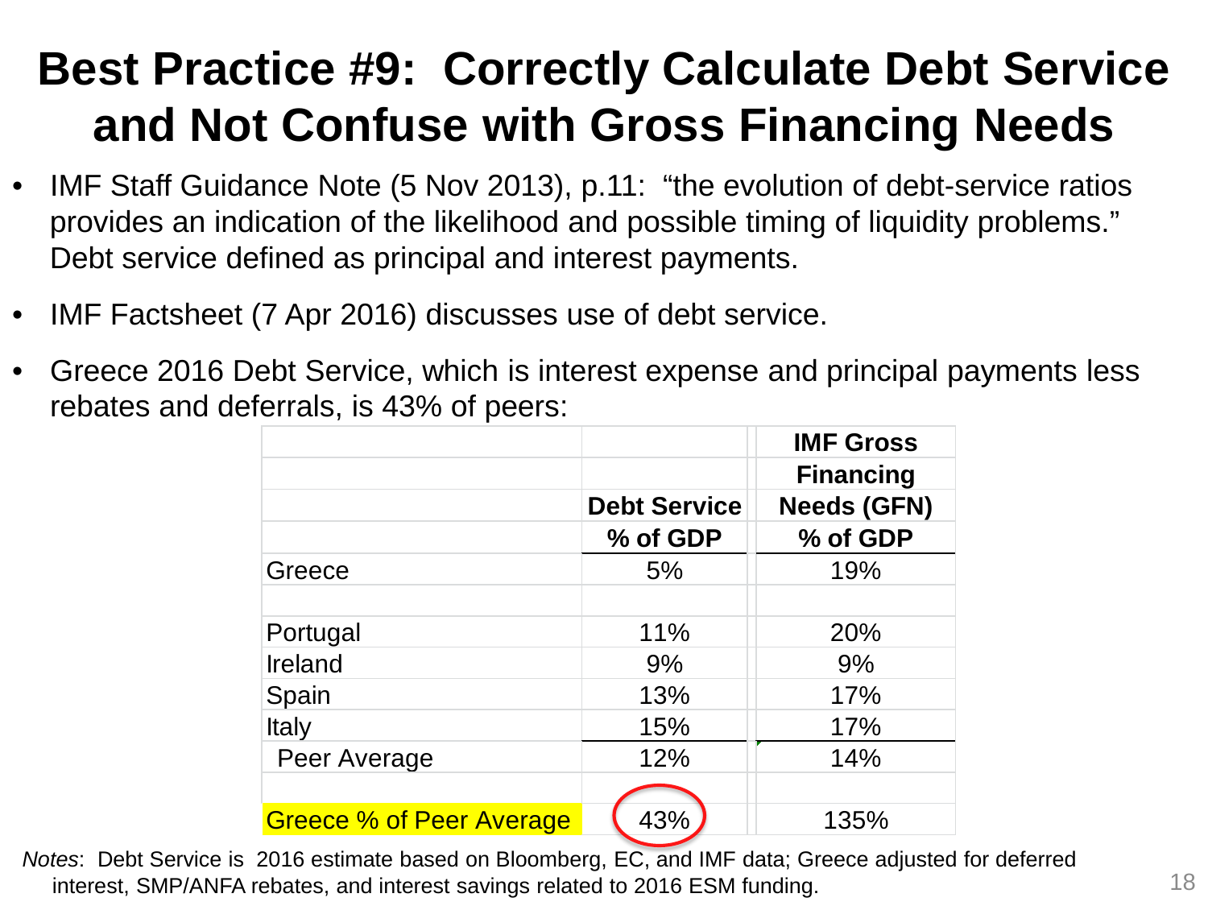# Best Practice #9: Correctly Calculate Debt Service and Not Confuse with Gross Financing Needs

- IMF Staff Guidance Note (5 Nov 2013), p.11: "the evolution of debt-service ratios provides an indication of the likelihood and possible timing of liquidity problems." Debt service defined as principal and interest payments.
- IMF Factsheet (7 Apr 2016) discusses use of debt service.
- Greece 2016 Debt Service, which is interest expense and principal payments less rebates and deferrals, is 43% of peers:

| | Debt Service % of GDP | IMF Gross Financing Needs (GFN) % of GDP |
|---|---|---|
| Greece | 5% | 19% |
| | | |
| Portugal | 11% | 20% |
| Ireland | 9% | 9% |
| Spain | 13% | 17% |
| Italy | 15% | 17% |
| Peer Average | 12% | 14% |
| | | |
| Greece % of Peer Average | 43% | 135% |

*Notes*: Debt Service is 2016 estimate based on Bloomberg, EC, and IMF data; Greece adjusted for deferred interest, SMP/ANFA rebates, and interest savings related to 2016 ESM funding.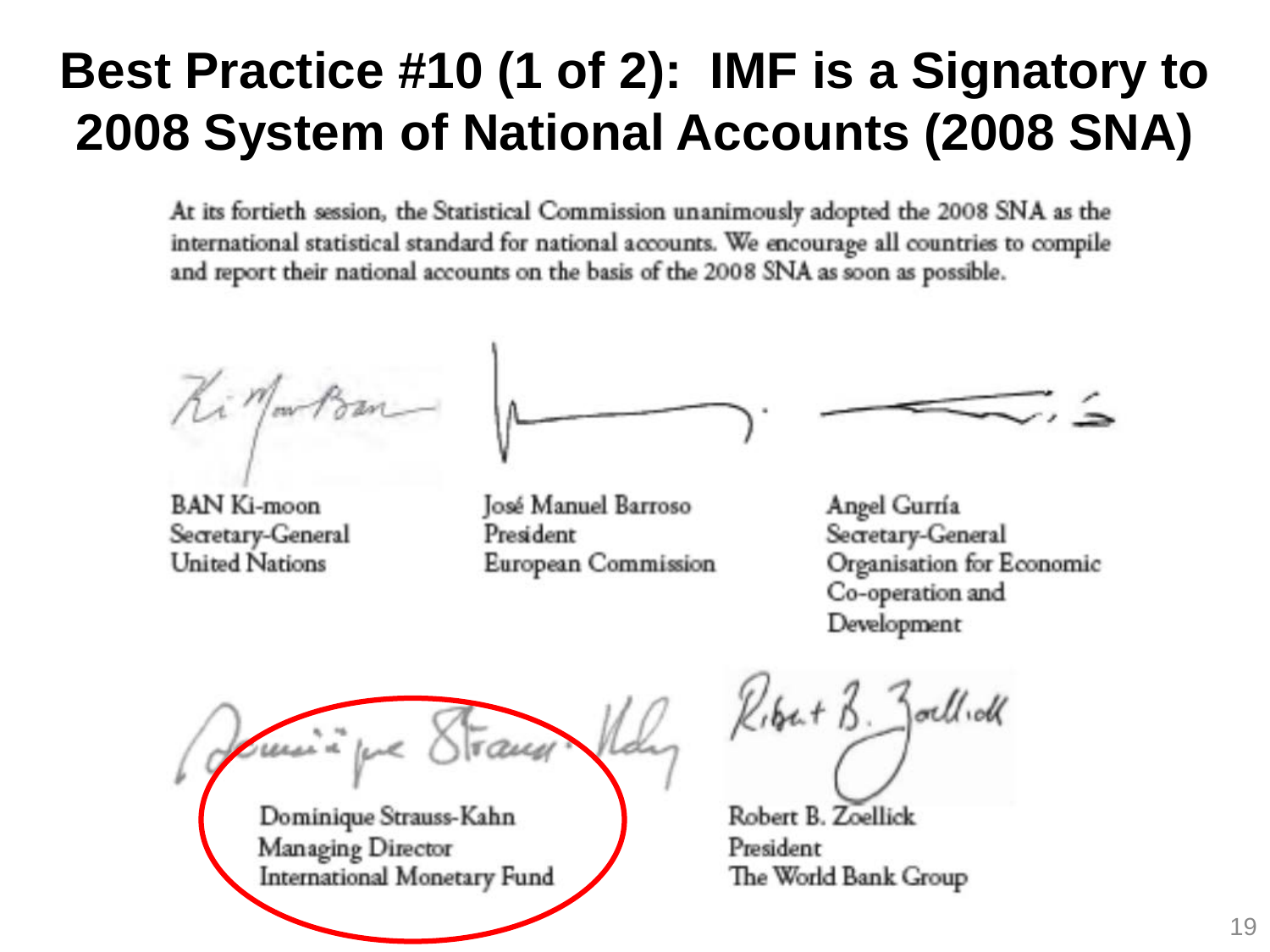# Best Practice #10 (1 of 2): IMF is a Signatory to 2008 System of National Accounts (2008 SNA)

At its fortieth session, the Statistical Commission unanimously adopted the 2008 SNA as the international statistical standard for national accounts. We encourage all countries to compile and report their national accounts on the basis of the 2008 SNA as soon as possible.

BAN Ki-moon
Secretary-General
United Nations

José Manuel Barroso
President
European Commission

Angel Gurría
Secretary-General
Organisation for Economic Co-operation and Development

Dominique Strauss-Kahn
Managing Director
International Monetary Fund

Robert B. Zoellick
President
The World Bank Group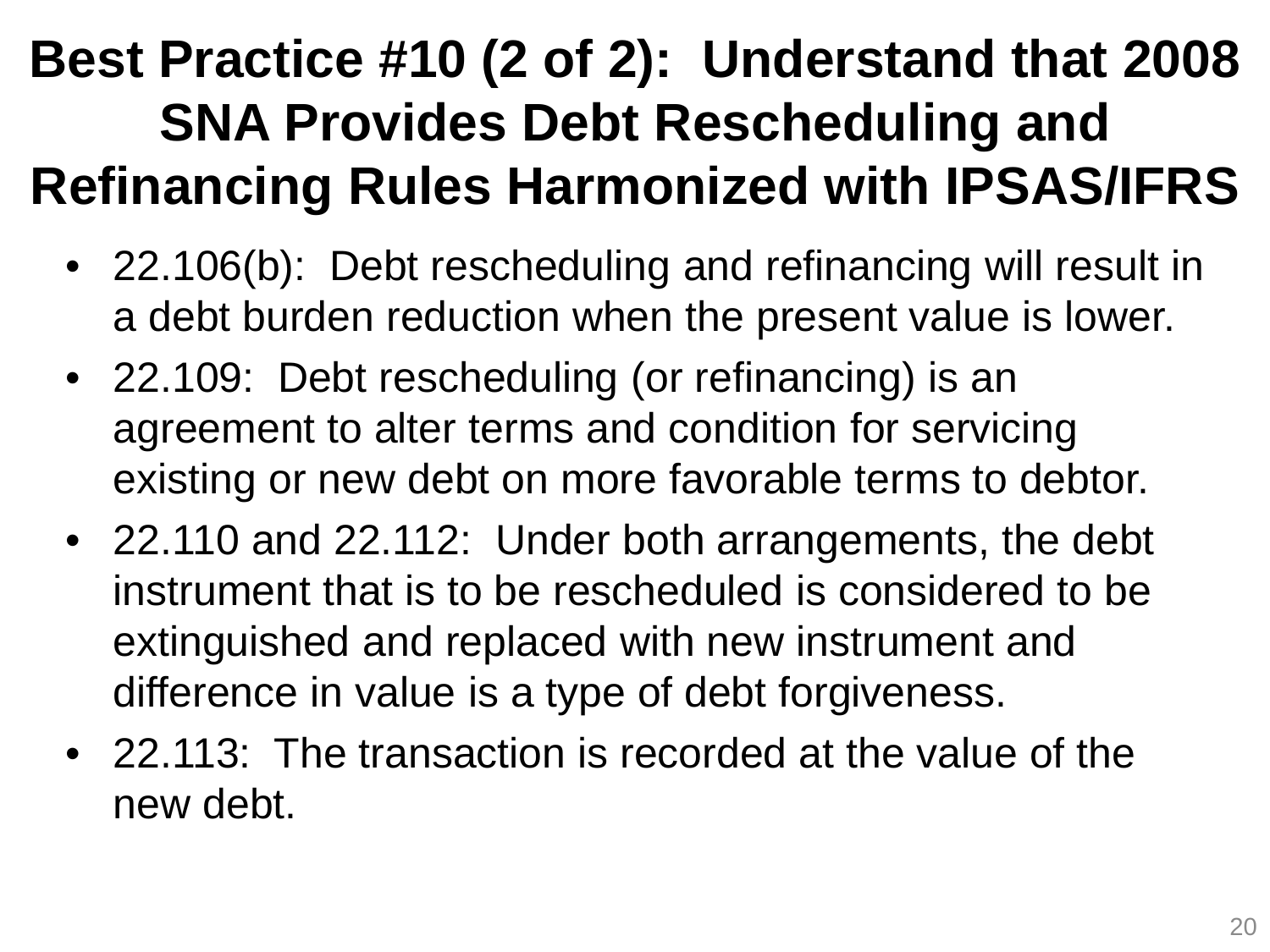# Best Practice #10 (2 of 2): Understand that 2008 SNA Provides Debt Rescheduling and Refinancing Rules Harmonized with IPSAS/IFRS

- 22.106(b): Debt rescheduling and refinancing will result in a debt burden reduction when the present value is lower.
- 22.109: Debt rescheduling (or refinancing) is an agreement to alter terms and condition for servicing existing or new debt on more favorable terms to debtor.
- 22.110 and 22.112: Under both arrangements, the debt instrument that is to be rescheduled is considered to be extinguished and replaced with new instrument and difference in value is a type of debt forgiveness.
- 22.113: The transaction is recorded at the value of the new debt.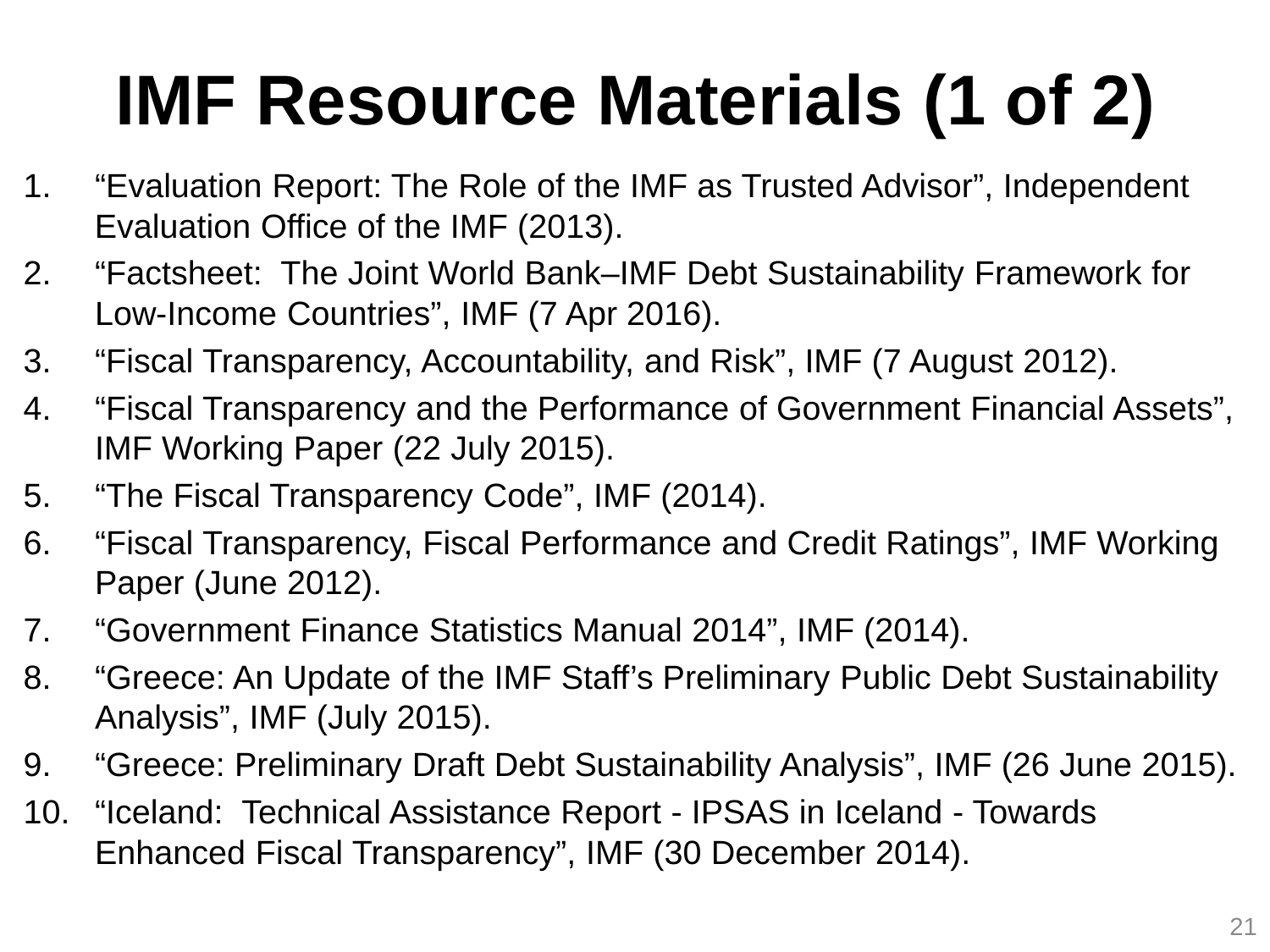# IMF Resource Materials (1 of 2)

1. “Evaluation Report: The Role of the IMF as Trusted Advisor”, Independent Evaluation Office of the IMF (2013).
2. “Factsheet: The Joint World Bank–IMF Debt Sustainability Framework for Low-Income Countries”, IMF (7 Apr 2016).
3. “Fiscal Transparency, Accountability, and Risk”, IMF (7 August 2012).
4. “Fiscal Transparency and the Performance of Government Financial Assets”, IMF Working Paper (22 July 2015).
5. “The Fiscal Transparency Code”, IMF (2014).
6. “Fiscal Transparency, Fiscal Performance and Credit Ratings”, IMF Working Paper (June 2012).
7. “Government Finance Statistics Manual 2014”, IMF (2014).
8. “Greece: An Update of the IMF Staff’s Preliminary Public Debt Sustainability Analysis”, IMF (July 2015).
9. “Greece: Preliminary Draft Debt Sustainability Analysis”, IMF (26 June 2015).
10. “Iceland: Technical Assistance Report - IPSAS in Iceland - Towards Enhanced Fiscal Transparency”, IMF (30 December 2014).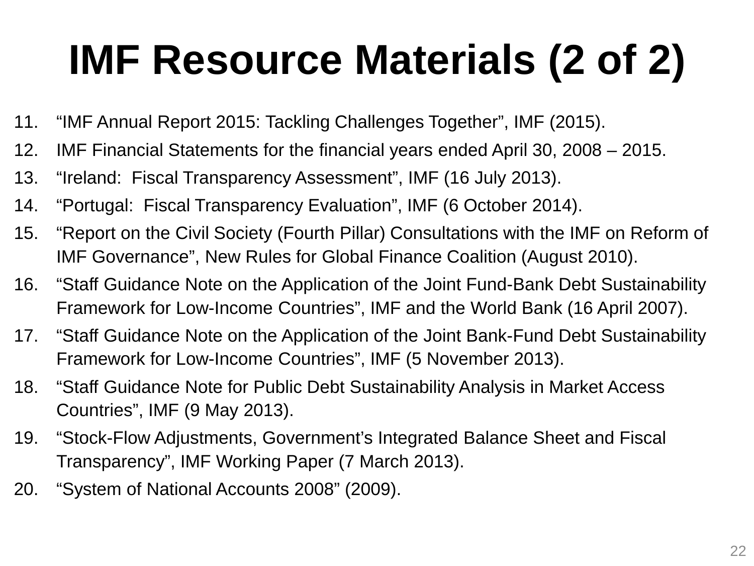# IMF Resource Materials (2 of 2)

11. “IMF Annual Report 2015: Tackling Challenges Together”, IMF (2015).
12. IMF Financial Statements for the financial years ended April 30, 2008 – 2015.
13. “Ireland: Fiscal Transparency Assessment”, IMF (16 July 2013).
14. “Portugal: Fiscal Transparency Evaluation”, IMF (6 October 2014).
15. “Report on the Civil Society (Fourth Pillar) Consultations with the IMF on Reform of IMF Governance”, New Rules for Global Finance Coalition (August 2010).
16. “Staff Guidance Note on the Application of the Joint Fund-Bank Debt Sustainability Framework for Low-Income Countries”, IMF and the World Bank (16 April 2007).
17. “Staff Guidance Note on the Application of the Joint Bank-Fund Debt Sustainability Framework for Low-Income Countries”, IMF (5 November 2013).
18. “Staff Guidance Note for Public Debt Sustainability Analysis in Market Access Countries”, IMF (9 May 2013).
19. “Stock-Flow Adjustments, Government’s Integrated Balance Sheet and Fiscal Transparency”, IMF Working Paper (7 March 2013).
20. “System of National Accounts 2008” (2009).